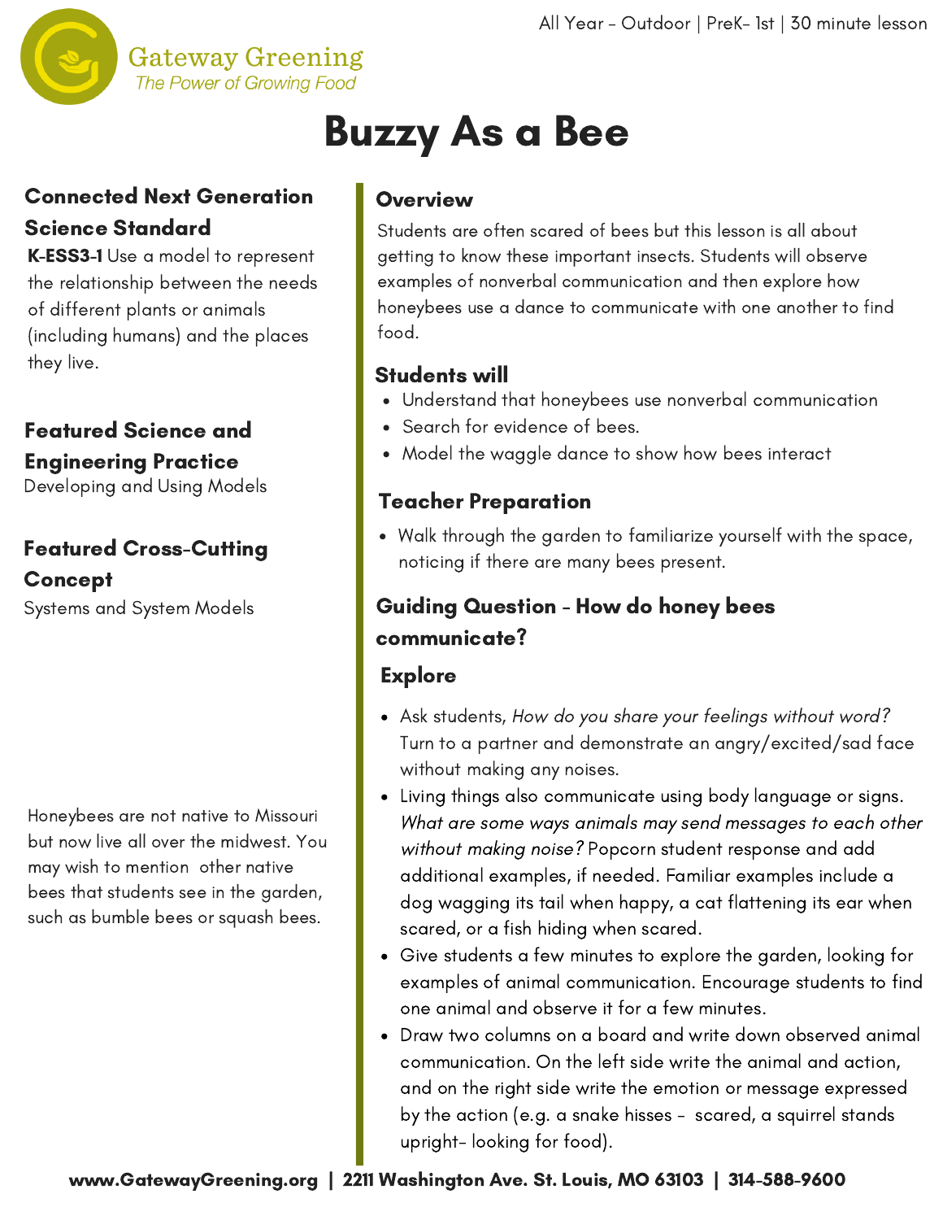All Year - Outdoor | PreK- 1st | 30 minute lesson

Gateway Greening
The Power of Growing Food

# Buzzy As a Bee

### Connected Next Generation Science Standard

**K-ESS3-1** Use a model to represent the relationship between the needs of different plants or animals (including humans) and the places they live.

### Featured Science and Engineering Practice

Developing and Using Models

### Featured Cross-Cutting Concept

Systems and System Models

Honeybees are not native to Missouri but now live all over the midwest. You may wish to mention other native bees that students see in the garden, such as bumble bees or squash bees.

## Overview

Students are often scared of bees but this lesson is all about getting to know these important insects. Students will observe examples of nonverbal communication and then explore how honeybees use a dance to communicate with one another to find food.

## Students will

- Understand that honeybees use nonverbal communication
- Search for evidence of bees.
- Model the waggle dance to show how bees interact

## Teacher Preparation

- Walk through the garden to familiarize yourself with the space, noticing if there are many bees present.

## Guiding Question - How do honey bees communicate?

## Explore

- Ask students, *How do you share your feelings without word?* Turn to a partner and demonstrate an angry/excited/sad face without making any noises.
- Living things also communicate using body language or signs. *What are some ways animals may send messages to each other without making noise?* Popcorn student response and add additional examples, if needed. Familiar examples include a dog wagging its tail when happy, a cat flattening its ear when scared, or a fish hiding when scared.
- Give students a few minutes to explore the garden, looking for examples of animal communication. Encourage students to find one animal and observe it for a few minutes.
- Draw two columns on a board and write down observed animal communication. On the left side write the animal and action, and on the right side write the emotion or message expressed by the action (e.g. a snake hisses - scared, a squirrel stands upright- looking for food).

www.GatewayGreening.org | 2211 Washington Ave. St. Louis, MO 63103 | 314-588-9600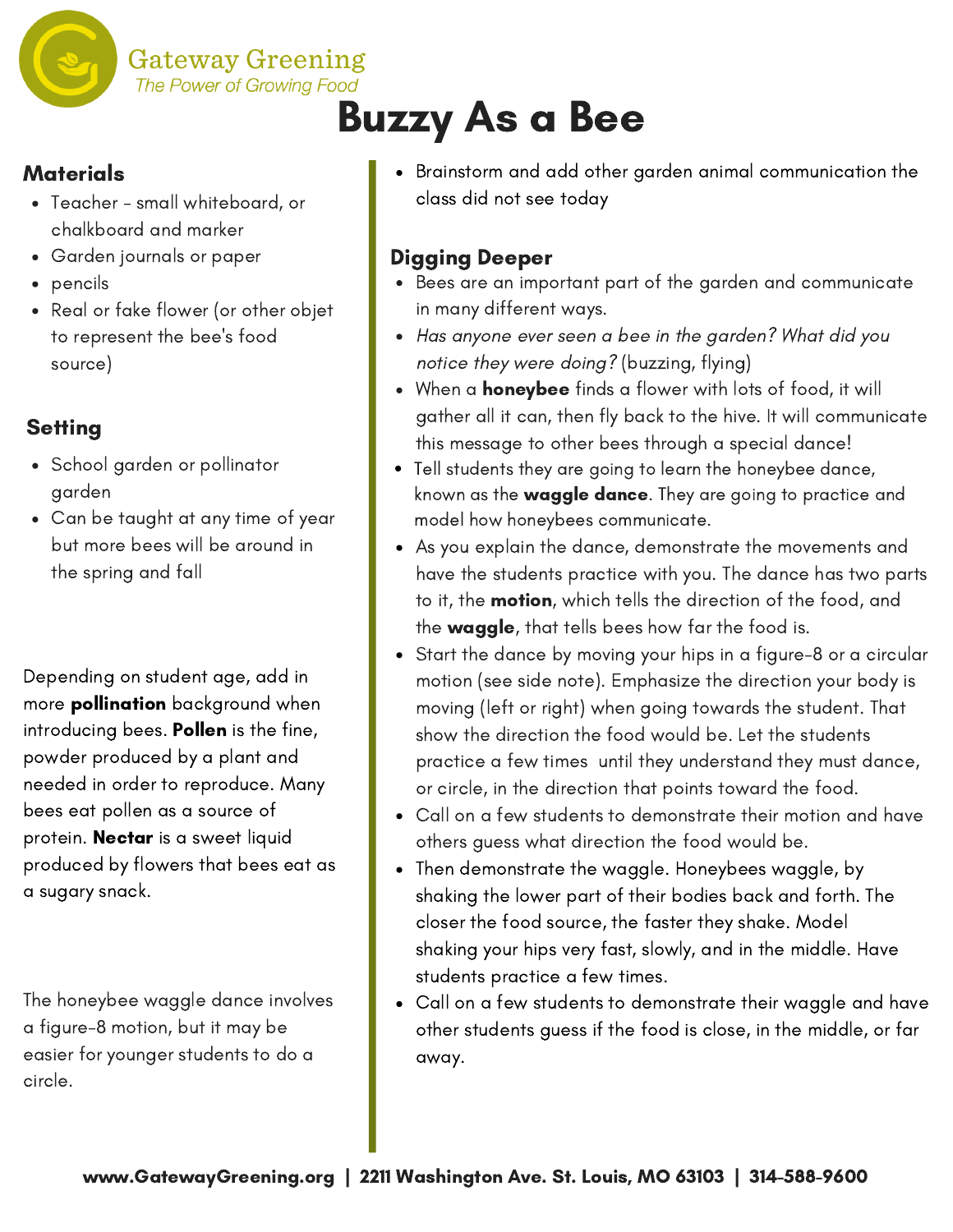# Buzzy As a Bee

## Materials

- Teacher - small whiteboard, or chalkboard and marker
- Garden journals or paper
- pencils
- Real or fake flower (or other objet to represent the bee's food source)

## Setting

- School garden or pollinator garden
- Can be taught at any time of year but more bees will be around in the spring and fall

Depending on student age, add in more **pollination** background when introducing bees. **Pollen** is the fine, powder produced by a plant and needed in order to reproduce. Many bees eat pollen as a source of protein. **Nectar** is a sweet liquid produced by flowers that bees eat as a sugary snack.

The honeybee waggle dance involves a figure-8 motion, but it may be easier for younger students to do a circle.

- Brainstorm and add other garden animal communication the class did not see today

## Digging Deeper

- Bees are an important part of the garden and communicate in many different ways.
- *Has anyone ever seen a bee in the garden? What did you notice they were doing?* (buzzing, flying)
- When a **honeybee** finds a flower with lots of food, it will gather all it can, then fly back to the hive. It will communicate this message to other bees through a special dance!
- Tell students they are going to learn the honeybee dance, known as the **waggle dance**. They are going to practice and model how honeybees communicate.
- As you explain the dance, demonstrate the movements and have the students practice with you. The dance has two parts to it, the **motion**, which tells the direction of the food, and the **waggle**, that tells bees how far the food is.
- Start the dance by moving your hips in a figure-8 or a circular motion (see side note). Emphasize the direction your body is moving (left or right) when going towards the student. That show the direction the food would be. Let the students practice a few times until they understand they must dance, or circle, in the direction that points toward the food.
- Call on a few students to demonstrate their motion and have others guess what direction the food would be.
- Then demonstrate the waggle. Honeybees waggle, by shaking the lower part of their bodies back and forth. The closer the food source, the faster they shake. Model shaking your hips very fast, slowly, and in the middle. Have students practice a few times.
- Call on a few students to demonstrate their waggle and have other students guess if the food is close, in the middle, or far away.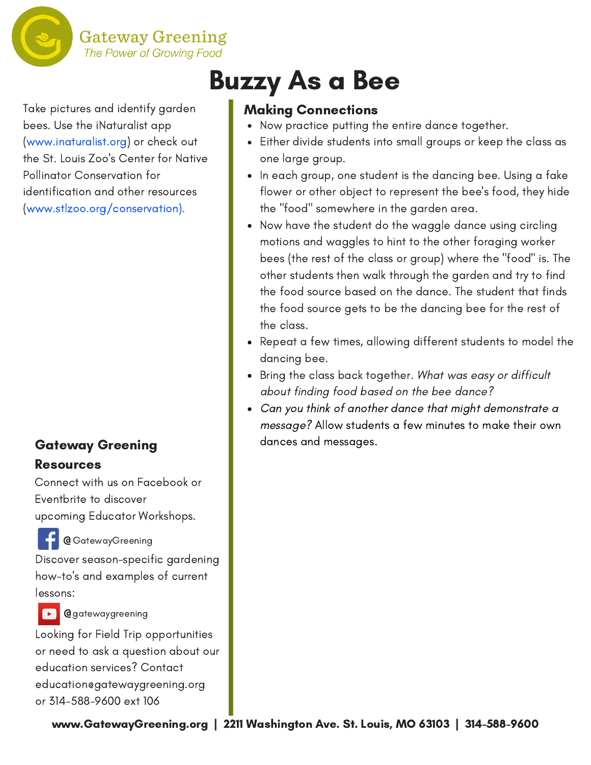# Buzzy As a Bee

Take pictures and identify garden bees. Use the iNaturalist app (www.inaturalist.org) or check out the St. Louis Zoo's Center for Native Pollinator Conservation for identification and other resources (www.stlzoo.org/conservation).

## Making Connections

- Now practice putting the entire dance together.
- Either divide students into small groups or keep the class as one large group.
- In each group, one student is the dancing bee. Using a fake flower or other object to represent the bee's food, they hide the "food" somewhere in the garden area.
- Now have the student do the waggle dance using circling motions and waggles to hint to the other foraging worker bees (the rest of the class or group) where the "food" is. The other students then walk through the garden and try to find the food source based on the dance. The student that finds the food source gets to be the dancing bee for the rest of the class.
- Repeat a few times, allowing different students to model the dancing bee.
- Bring the class back together. *What was easy or difficult about finding food based on the bee dance?*
- *Can you think of another dance that might demonstrate a message?* Allow students a few minutes to make their own dances and messages.

## Gateway Greening Resources

Connect with us on Facebook or Eventbrite to discover upcoming Educator Workshops.

@GatewayGreening

Discover season-specific gardening how-to's and examples of current lessons:

@gatewaygreening

Looking for Field Trip opportunities or need to ask a question about our education services? Contact education@gatewaygreening.org or 314-588-9600 ext 106